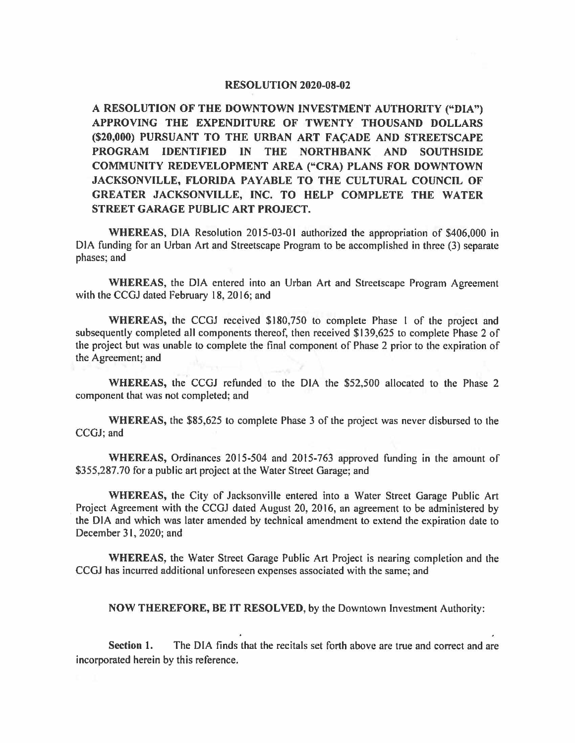# RESOLUTION 2020-08-02

**A RESOLUTION OF THE DOWNTOWN INVESTMENT AUTHORITY ("DIA") APPROVING THE EXPENDITURE OF TWENTY THOUSAND DOLLARS ($20,000) PURSUANT TO THE URBAN ART FAÇADE AND STREETSCAPE PROGRAM IDENTIFIED IN THE NORTHBANK AND SOUTHSIDE COMMUNITY REDEVELOPMENT AREA ("CRA) PLANS FOR DOWNTOWN JACKSONVILLE, FLORIDA PAYABLE TO THE CULTURAL COUNCIL OF GREATER JACKSONVILLE, INC. TO HELP COMPLETE THE WATER STREET GARAGE PUBLIC ART PROJECT.**

**WHEREAS,** DIA Resolution 2015-03-01 authorized the appropriation of $406,000 in DIA funding for an Urban Art and Streetscape Program to be accomplished in three (3) separate phases; and

**WHEREAS,** the DIA entered into an Urban Art and Streetscape Program Agreement with the CCGJ dated February 18, 2016; and

**WHEREAS,** the CCGJ received $180,750 to complete Phase 1 of the project and subsequently completed all components thereof, then received $139,625 to complete Phase 2 of the project but was unable to complete the final component of Phase 2 prior to the expiration of the Agreement; and

**WHEREAS,** the CCGJ refunded to the DIA the $52,500 allocated to the Phase 2 component that was not completed; and

**WHEREAS,** the $85,625 to complete Phase 3 of the project was never disbursed to the CCGJ; and

**WHEREAS,** Ordinances 2015-504 and 2015-763 approved funding in the amount of $355,287.70 for a public art project at the Water Street Garage; and

**WHEREAS,** the City of Jacksonville entered into a Water Street Garage Public Art Project Agreement with the CCGJ dated August 20, 2016, an agreement to be administered by the DIA and which was later amended by technical amendment to extend the expiration date to December 31, 2020; and

**WHEREAS,** the Water Street Garage Public Art Project is nearing completion and the CCGJ has incurred additional unforeseen expenses associated with the same; and

**NOW THEREFORE, BE IT RESOLVED,** by the Downtown Investment Authority:

**Section 1.** The DIA finds that the recitals set forth above are true and correct and are incorporated herein by this reference.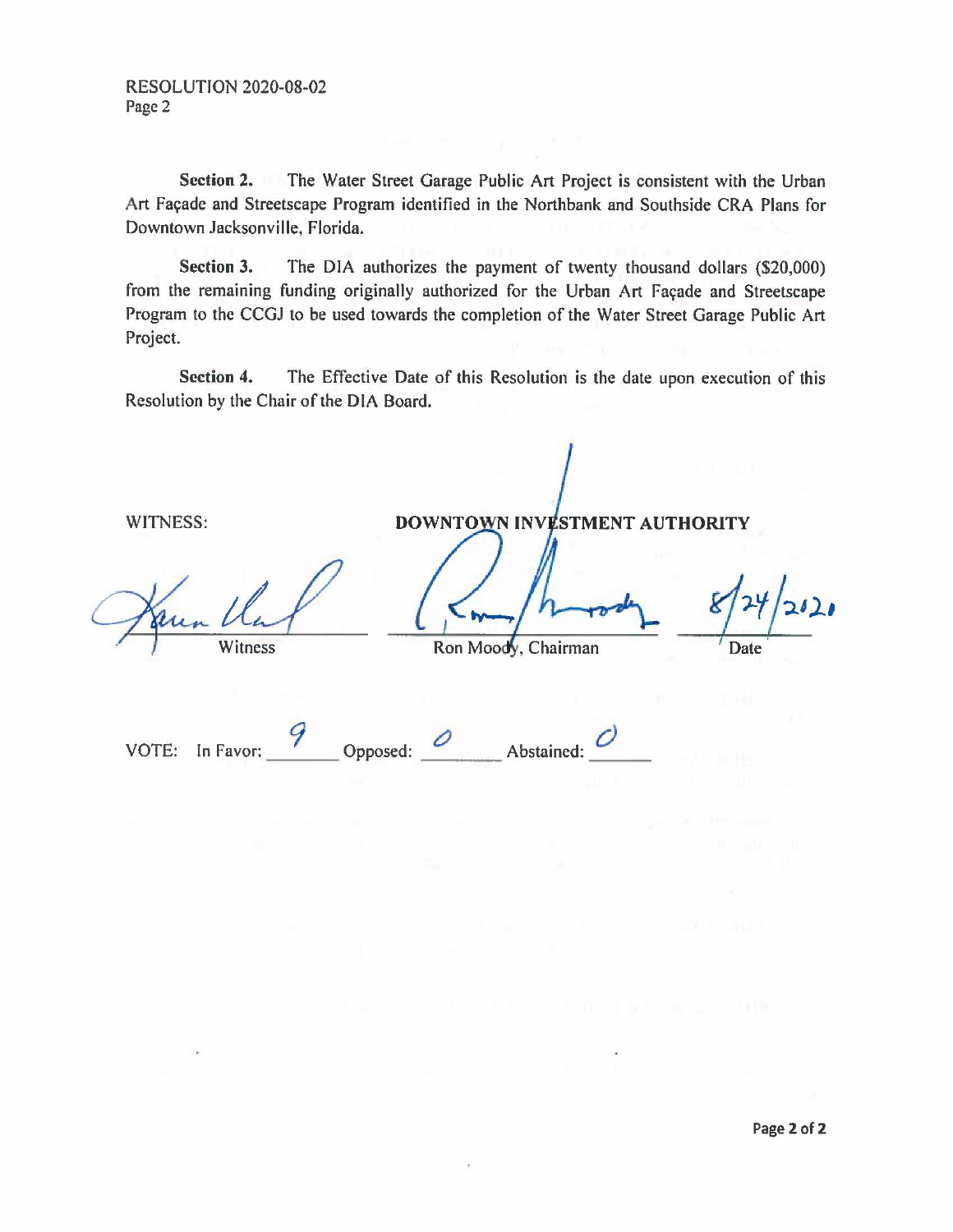RESOLUTION 2020-08-02
Page 2

**Section 2.** The Water Street Garage Public Art Project is consistent with the Urban Art Façade and Streetscape Program identified in the Northbank and Southside CRA Plans for Downtown Jacksonville, Florida.

**Section 3.** The DIA authorizes the payment of twenty thousand dollars ($20,000) from the remaining funding originally authorized for the Urban Art Façade and Streetscape Program to the CCGJ to be used towards the completion of the Water Street Garage Public Art Project.

**Section 4.** The Effective Date of this Resolution is the date upon execution of this Resolution by the Chair of the DIA Board.

WITNESS:

**DOWNTOWN INVESTMENT AUTHORITY**

Witness

Ron Moody, Chairman

8/24/2020
Date

VOTE: In Favor: 9 Opposed: 0 Abstained: 0